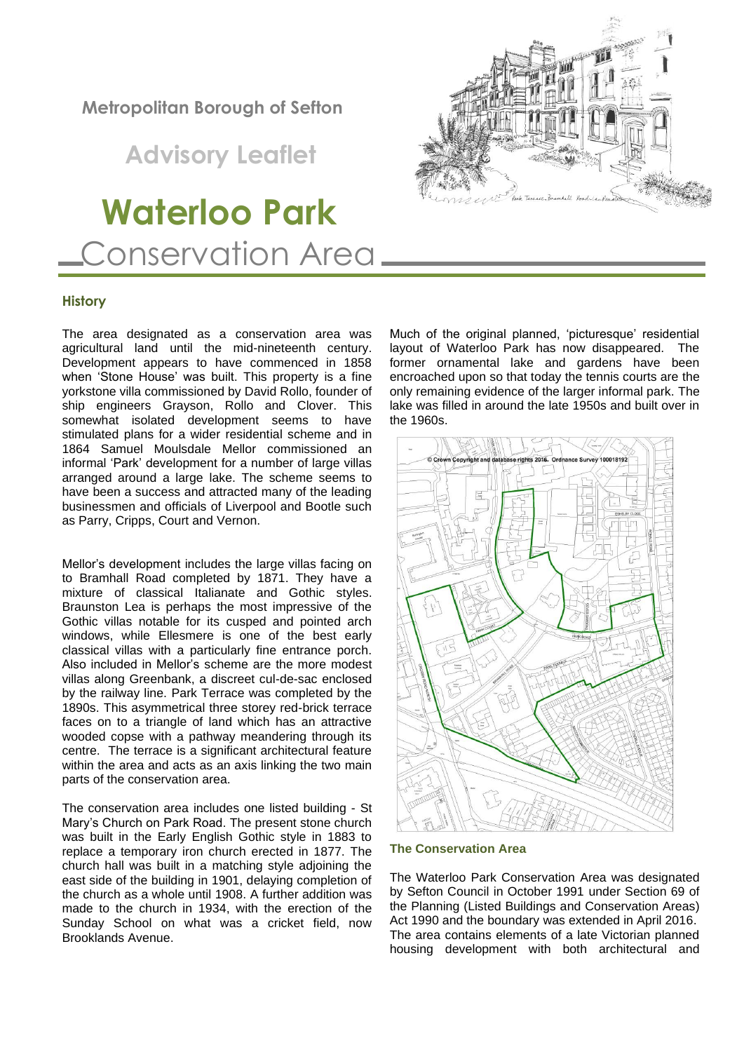Metropolitan Borough of Sefton

Advisory Leaflet

# Waterloo Park Conservation Area

## History

The area designated as a conservation area was agricultural land until the mid-nineteenth century. Development appears to have commenced in 1858 when 'Stone House' was built. This property is a fine yorkstone villa commissioned by David Rollo, founder of ship engineers Grayson, Rollo and Clover. This somewhat isolated development seems to have stimulated plans for a wider residential scheme and in 1864 Samuel Moulsdale Mellor commissioned an informal 'Park' development for a number of large villas arranged around a large lake. The scheme seems to have been a success and attracted many of the leading businessmen and officials of Liverpool and Bootle such as Parry, Cripps, Court and Vernon.

Mellor's development includes the large villas facing on to Bramhall Road completed by 1871. They have a mixture of classical Italianate and Gothic styles. Braunston Lea is perhaps the most impressive of the Gothic villas notable for its cusped and pointed arch windows, while Ellesmere is one of the best early classical villas with a particularly fine entrance porch. Also included in Mellor's scheme are the more modest villas along Greenbank, a discreet cul-de-sac enclosed by the railway line. Park Terrace was completed by the 1890s. This asymmetrical three storey red-brick terrace faces on to a triangle of land which has an attractive wooded copse with a pathway meandering through its centre. The terrace is a significant architectural feature within the area and acts as an axis linking the two main parts of the conservation area.

The conservation area includes one listed building - St Mary's Church on Park Road. The present stone church was built in the Early English Gothic style in 1883 to replace a temporary iron church erected in 1877. The church hall was built in a matching style adjoining the east side of the building in 1901, delaying completion of the church as a whole until 1908. A further addition was made to the church in 1934, with the erection of the Sunday School on what was a cricket field, now Brooklands Avenue.

Much of the original planned, 'picturesque' residential layout of Waterloo Park has now disappeared. The former ornamental lake and gardens have been encroached upon so that today the tennis courts are the only remaining evidence of the larger informal park. The lake was filled in around the late 1950s and built over in the 1960s.

© Crown Copyright and database rights 2016. Ordnance Survey 100018192

## The Conservation Area

The Waterloo Park Conservation Area was designated by Sefton Council in October 1991 under Section 69 of the Planning (Listed Buildings and Conservation Areas) Act 1990 and the boundary was extended in April 2016. The area contains elements of a late Victorian planned housing development with both architectural and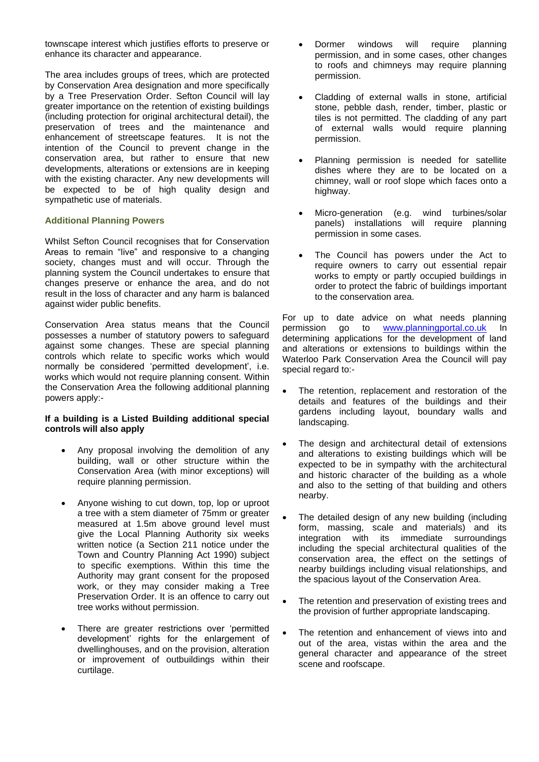townscape interest which justifies efforts to preserve or enhance its character and appearance.

The area includes groups of trees, which are protected by Conservation Area designation and more specifically by a Tree Preservation Order. Sefton Council will lay greater importance on the retention of existing buildings (including protection for original architectural detail), the preservation of trees and the maintenance and enhancement of streetscape features. It is not the intention of the Council to prevent change in the conservation area, but rather to ensure that new developments, alterations or extensions are in keeping with the existing character. Any new developments will be expected to be of high quality design and sympathetic use of materials.

### Additional Planning Powers

Whilst Sefton Council recognises that for Conservation Areas to remain "live" and responsive to a changing society, changes must and will occur. Through the planning system the Council undertakes to ensure that changes preserve or enhance the area, and do not result in the loss of character and any harm is balanced against wider public benefits.

Conservation Area status means that the Council possesses a number of statutory powers to safeguard against some changes. These are special planning controls which relate to specific works which would normally be considered 'permitted development', i.e. works which would not require planning consent. Within the Conservation Area the following additional planning powers apply:-

**If a building is a Listed Building additional special controls will also apply**

- Any proposal involving the demolition of any building, wall or other structure within the Conservation Area (with minor exceptions) will require planning permission.
- Anyone wishing to cut down, top, lop or uproot a tree with a stem diameter of 75mm or greater measured at 1.5m above ground level must give the Local Planning Authority six weeks written notice (a Section 211 notice under the Town and Country Planning Act 1990) subject to specific exemptions. Within this time the Authority may grant consent for the proposed work, or they may consider making a Tree Preservation Order. It is an offence to carry out tree works without permission.
- There are greater restrictions over 'permitted development' rights for the enlargement of dwellinghouses, and on the provision, alteration or improvement of outbuildings within their curtilage.
- Dormer windows will require planning permission, and in some cases, other changes to roofs and chimneys may require planning permission.
- Cladding of external walls in stone, artificial stone, pebble dash, render, timber, plastic or tiles is not permitted. The cladding of any part of external walls would require planning permission.
- Planning permission is needed for satellite dishes where they are to be located on a chimney, wall or roof slope which faces onto a highway.
- Micro-generation (e.g. wind turbines/solar panels) installations will require planning permission in some cases.
- The Council has powers under the Act to require owners to carry out essential repair works to empty or partly occupied buildings in order to protect the fabric of buildings important to the conservation area.

For up to date advice on what needs planning permission go to www.planningportal.co.uk In determining applications for the development of land and alterations or extensions to buildings within the Waterloo Park Conservation Area the Council will pay special regard to:-

- The retention, replacement and restoration of the details and features of the buildings and their gardens including layout, boundary walls and landscaping.
- The design and architectural detail of extensions and alterations to existing buildings which will be expected to be in sympathy with the architectural and historic character of the building as a whole and also to the setting of that building and others nearby.
- The detailed design of any new building (including form, massing, scale and materials) and its integration with its immediate surroundings including the special architectural qualities of the conservation area, the effect on the settings of nearby buildings including visual relationships, and the spacious layout of the Conservation Area.
- The retention and preservation of existing trees and the provision of further appropriate landscaping.
- The retention and enhancement of views into and out of the area, vistas within the area and the general character and appearance of the street scene and roofscape.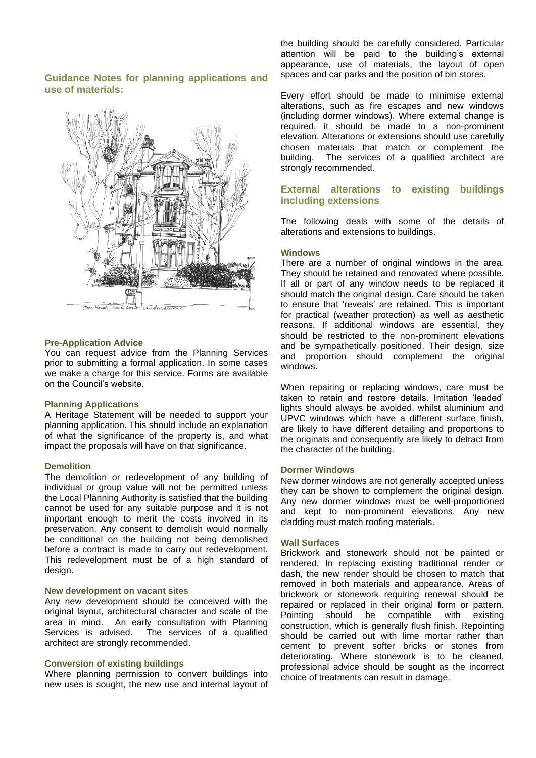## Guidance Notes for planning applications and use of materials:

Stone House, Park Road Lewtenditton

### Pre-Application Advice

You can request advice from the Planning Services prior to submitting a formal application. In some cases we make a charge for this service. Forms are available on the Council's website.

### Planning Applications

A Heritage Statement will be needed to support your planning application. This should include an explanation of what the significance of the property is, and what impact the proposals will have on that significance.

### Demolition

The demolition or redevelopment of any building of individual or group value will not be permitted unless the Local Planning Authority is satisfied that the building cannot be used for any suitable purpose and it is not important enough to merit the costs involved in its preservation. Any consent to demolish would normally be conditional on the building not being demolished before a contract is made to carry out redevelopment. This redevelopment must be of a high standard of design.

### New development on vacant sites

Any new development should be conceived with the original layout, architectural character and scale of the area in mind. An early consultation with Planning Services is advised. The services of a qualified architect are strongly recommended.

### Conversion of existing buildings

Where planning permission to convert buildings into new uses is sought, the new use and internal layout of the building should be carefully considered. Particular attention will be paid to the building's external appearance, use of materials, the layout of open spaces and car parks and the position of bin stores.

Every effort should be made to minimise external alterations, such as fire escapes and new windows (including dormer windows). Where external change is required, it should be made to a non-prominent elevation. Alterations or extensions should use carefully chosen materials that match or complement the building. The services of a qualified architect are strongly recommended.

## External alterations to existing buildings including extensions

The following deals with some of the details of alterations and extensions to buildings.

### Windows

There are a number of original windows in the area. They should be retained and renovated where possible. If all or part of any window needs to be replaced it should match the original design. Care should be taken to ensure that 'reveals' are retained. This is important for practical (weather protection) as well as aesthetic reasons. If additional windows are essential, they should be restricted to the non-prominent elevations and be sympathetically positioned. Their design, size and proportion should complement the original windows.

When repairing or replacing windows, care must be taken to retain and restore details. Imitation 'leaded' lights should always be avoided, whilst aluminium and UPVC windows which have a different surface finish, are likely to have different detailing and proportions to the originals and consequently are likely to detract from the character of the building.

### Dormer Windows

New dormer windows are not generally accepted unless they can be shown to complement the original design. Any new dormer windows must be well-proportioned and kept to non-prominent elevations. Any new cladding must match roofing materials.

### Wall Surfaces

Brickwork and stonework should not be painted or rendered. In replacing existing traditional render or dash, the new render should be chosen to match that removed in both materials and appearance. Areas of brickwork or stonework requiring renewal should be repaired or replaced in their original form or pattern. Pointing should be compatible with existing construction, which is generally flush finish. Repointing should be carried out with lime mortar rather than cement to prevent softer bricks or stones from deteriorating. Where stonework is to be cleaned, professional advice should be sought as the incorrect choice of treatments can result in damage.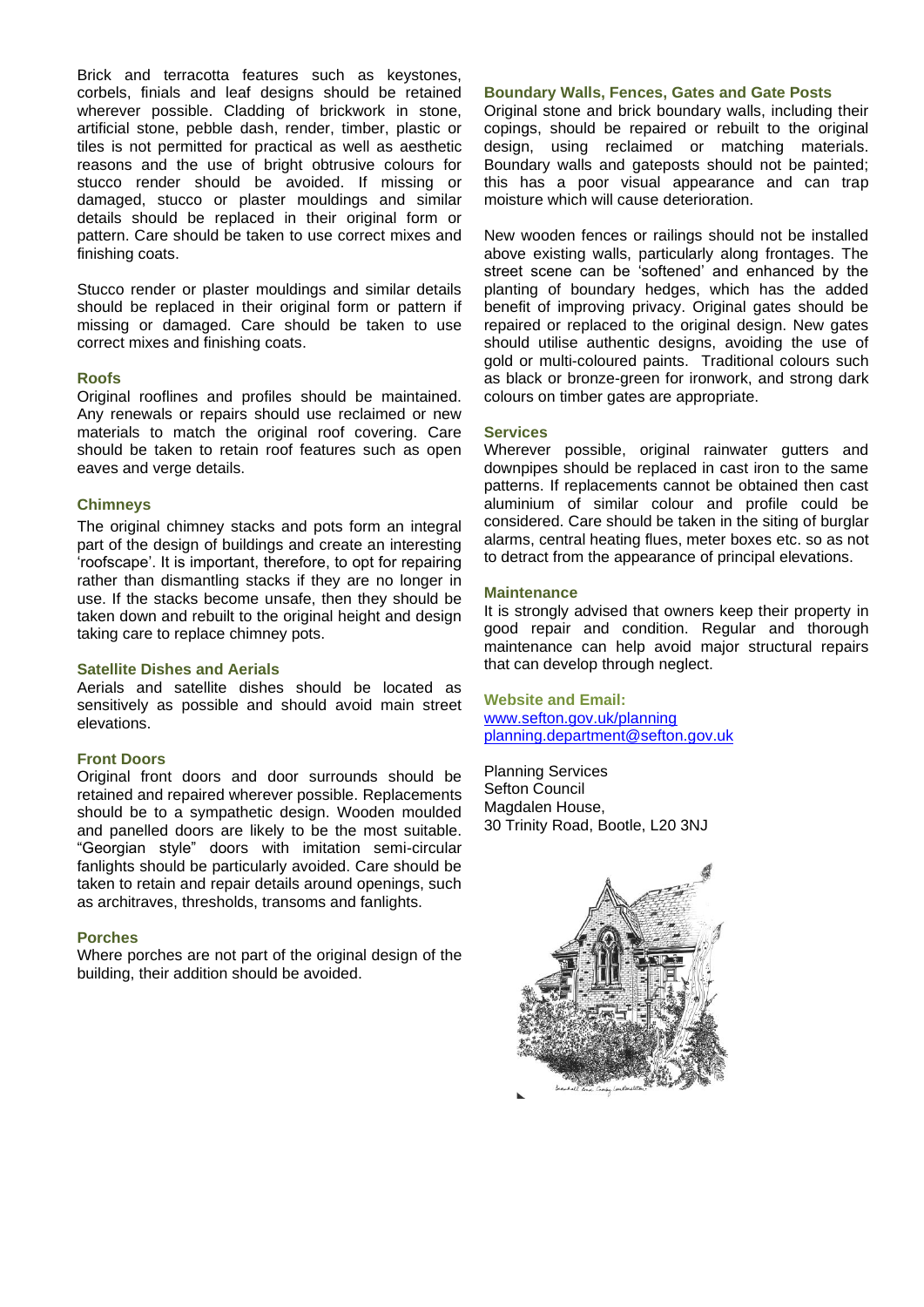Brick and terracotta features such as keystones, corbels, finials and leaf designs should be retained wherever possible. Cladding of brickwork in stone, artificial stone, pebble dash, render, timber, plastic or tiles is not permitted for practical as well as aesthetic reasons and the use of bright obtrusive colours for stucco render should be avoided. If missing or damaged, stucco or plaster mouldings and similar details should be replaced in their original form or pattern. Care should be taken to use correct mixes and finishing coats.

Stucco render or plaster mouldings and similar details should be replaced in their original form or pattern if missing or damaged. Care should be taken to use correct mixes and finishing coats.

### Roofs

Original rooflines and profiles should be maintained. Any renewals or repairs should use reclaimed or new materials to match the original roof covering. Care should be taken to retain roof features such as open eaves and verge details.

### Chimneys

The original chimney stacks and pots form an integral part of the design of buildings and create an interesting 'roofscape'. It is important, therefore, to opt for repairing rather than dismantling stacks if they are no longer in use. If the stacks become unsafe, then they should be taken down and rebuilt to the original height and design taking care to replace chimney pots.

### Satellite Dishes and Aerials

Aerials and satellite dishes should be located as sensitively as possible and should avoid main street elevations.

### Front Doors

Original front doors and door surrounds should be retained and repaired wherever possible. Replacements should be to a sympathetic design. Wooden moulded and panelled doors are likely to be the most suitable. "Georgian style" doors with imitation semi-circular fanlights should be particularly avoided. Care should be taken to retain and repair details around openings, such as architraves, thresholds, transoms and fanlights.

### Porches

Where porches are not part of the original design of the building, their addition should be avoided.

### Boundary Walls, Fences, Gates and Gate Posts

Original stone and brick boundary walls, including their copings, should be repaired or rebuilt to the original design, using reclaimed or matching materials. Boundary walls and gateposts should not be painted; this has a poor visual appearance and can trap moisture which will cause deterioration.

New wooden fences or railings should not be installed above existing walls, particularly along frontages. The street scene can be 'softened' and enhanced by the planting of boundary hedges, which has the added benefit of improving privacy. Original gates should be repaired or replaced to the original design. New gates should utilise authentic designs, avoiding the use of gold or multi-coloured paints. Traditional colours such as black or bronze-green for ironwork, and strong dark colours on timber gates are appropriate.

### Services

Wherever possible, original rainwater gutters and downpipes should be replaced in cast iron to the same patterns. If replacements cannot be obtained then cast aluminium of similar colour and profile could be considered. Care should be taken in the siting of burglar alarms, central heating flues, meter boxes etc. so as not to detract from the appearance of principal elevations.

### Maintenance

It is strongly advised that owners keep their property in good repair and condition. Regular and thorough maintenance can help avoid major structural repairs that can develop through neglect.

### Website and Email:

[www.sefton.gov.uk/planning](http://www.sefton.gov.uk/planning)
[planning.department@sefton.gov.uk](mailto:planning.department@sefton.gov.uk)

Planning Services
Sefton Council
Magdalen House,
30 Trinity Road, Bootle, L20 3NJ